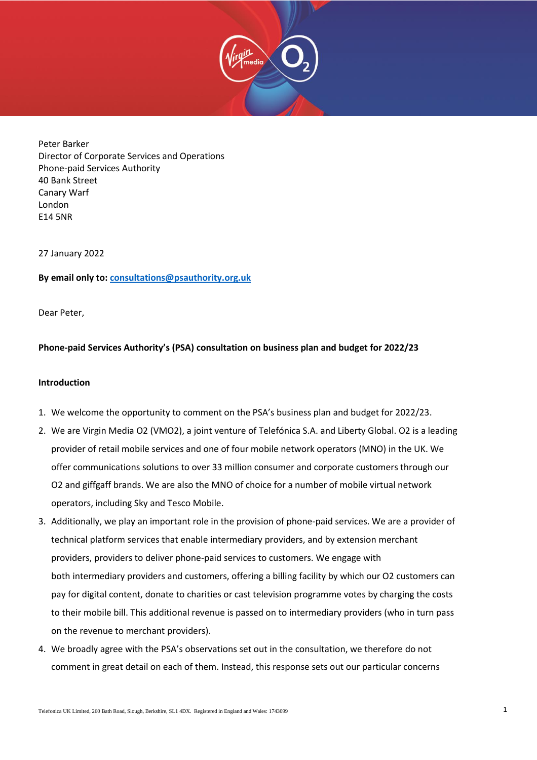Peter Barker
Director of Corporate Services and Operations
Phone-paid Services Authority
40 Bank Street
Canary Warf
London
E14 5NR

27 January 2022

**By email only to:** consultations@psauthority.org.uk

Dear Peter,

**Phone-paid Services Authority's (PSA) consultation on business plan and budget for 2022/23**

**Introduction**

1. We welcome the opportunity to comment on the PSA's business plan and budget for 2022/23.
2. We are Virgin Media O2 (VMO2), a joint venture of Telefónica S.A. and Liberty Global. O2 is a leading provider of retail mobile services and one of four mobile network operators (MNO) in the UK. We offer communications solutions to over 33 million consumer and corporate customers through our O2 and giffgaff brands. We are also the MNO of choice for a number of mobile virtual network operators, including Sky and Tesco Mobile.
3. Additionally, we play an important role in the provision of phone-paid services. We are a provider of technical platform services that enable intermediary providers, and by extension merchant providers, providers to deliver phone-paid services to customers. We engage with both intermediary providers and customers, offering a billing facility by which our O2 customers can pay for digital content, donate to charities or cast television programme votes by charging the costs to their mobile bill. This additional revenue is passed on to intermediary providers (who in turn pass on the revenue to merchant providers).
4. We broadly agree with the PSA's observations set out in the consultation, we therefore do not comment in great detail on each of them. Instead, this response sets out our particular concerns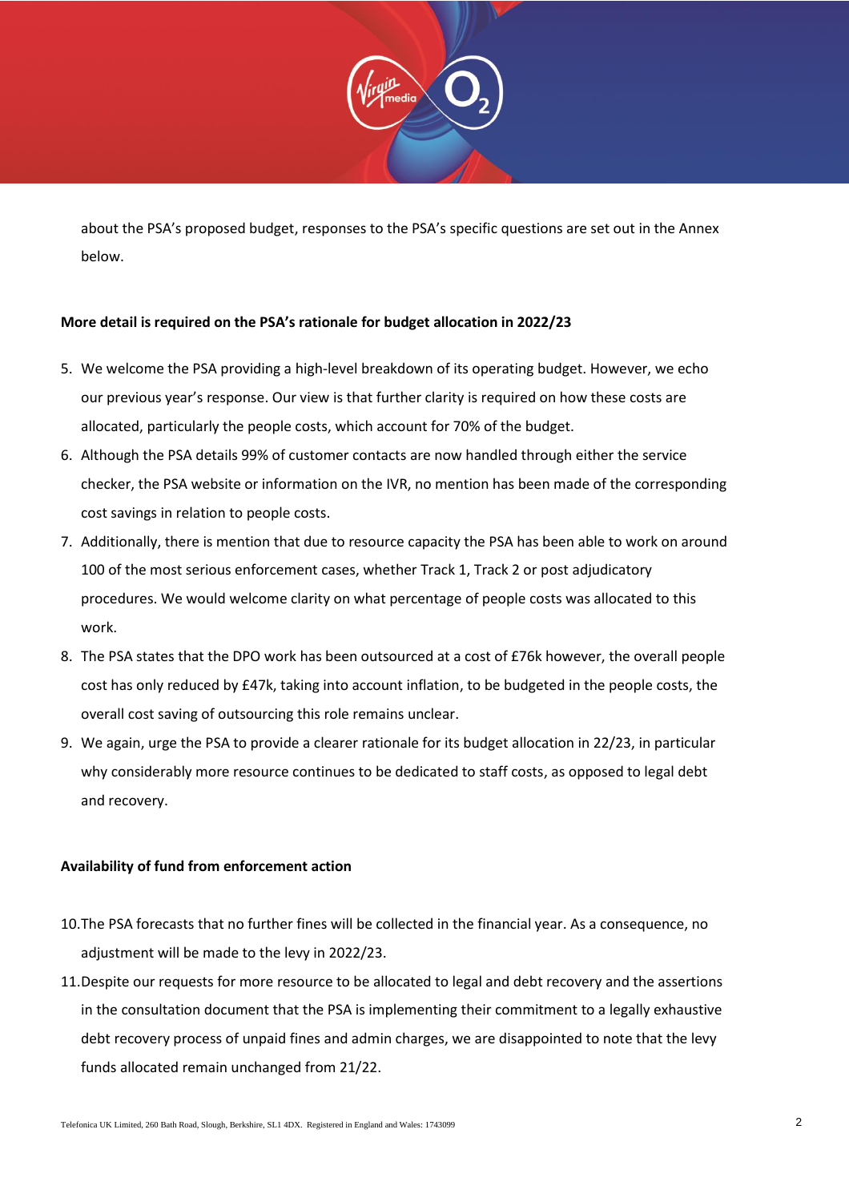about the PSA's proposed budget, responses to the PSA's specific questions are set out in the Annex below.

**More detail is required on the PSA's rationale for budget allocation in 2022/23**

5. We welcome the PSA providing a high-level breakdown of its operating budget. However, we echo our previous year's response. Our view is that further clarity is required on how these costs are allocated, particularly the people costs, which account for 70% of the budget.
6. Although the PSA details 99% of customer contacts are now handled through either the service checker, the PSA website or information on the IVR, no mention has been made of the corresponding cost savings in relation to people costs.
7. Additionally, there is mention that due to resource capacity the PSA has been able to work on around 100 of the most serious enforcement cases, whether Track 1, Track 2 or post adjudicatory procedures. We would welcome clarity on what percentage of people costs was allocated to this work.
8. The PSA states that the DPO work has been outsourced at a cost of £76k however, the overall people cost has only reduced by £47k, taking into account inflation, to be budgeted in the people costs, the overall cost saving of outsourcing this role remains unclear.
9. We again, urge the PSA to provide a clearer rationale for its budget allocation in 22/23, in particular why considerably more resource continues to be dedicated to staff costs, as opposed to legal debt and recovery.

**Availability of fund from enforcement action**

10. The PSA forecasts that no further fines will be collected in the financial year. As a consequence, no adjustment will be made to the levy in 2022/23.
11. Despite our requests for more resource to be allocated to legal and debt recovery and the assertions in the consultation document that the PSA is implementing their commitment to a legally exhaustive debt recovery process of unpaid fines and admin charges, we are disappointed to note that the levy funds allocated remain unchanged from 21/22.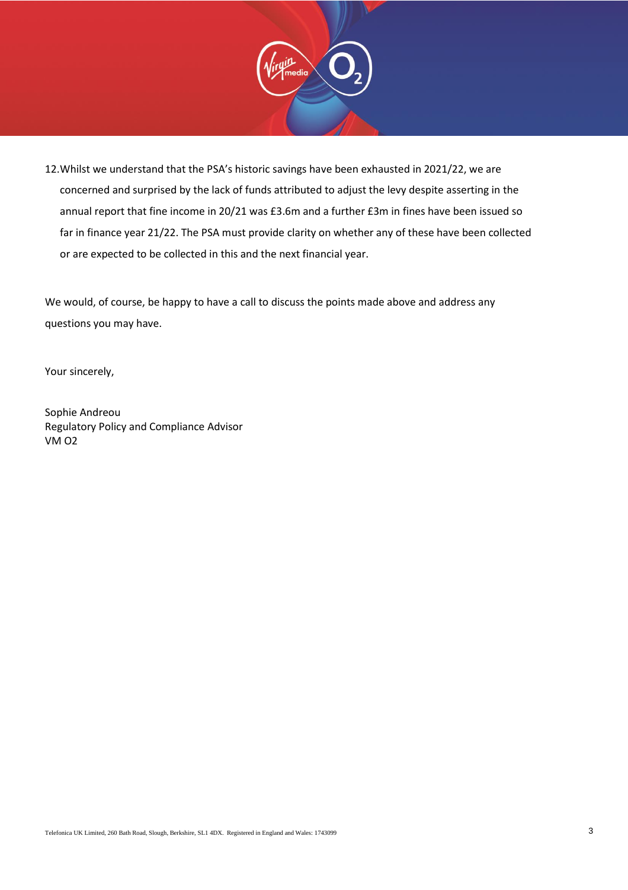12. Whilst we understand that the PSA's historic savings have been exhausted in 2021/22, we are concerned and surprised by the lack of funds attributed to adjust the levy despite asserting in the annual report that fine income in 20/21 was £3.6m and a further £3m in fines have been issued so far in finance year 21/22. The PSA must provide clarity on whether any of these have been collected or are expected to be collected in this and the next financial year.

We would, of course, be happy to have a call to discuss the points made above and address any questions you may have.

Your sincerely,

Sophie Andreou  
Regulatory Policy and Compliance Advisor  
VM O2

Telefonica UK Limited, 260 Bath Road, Slough, Berkshire, SL1 4DX. Registered in England and Wales: 1743099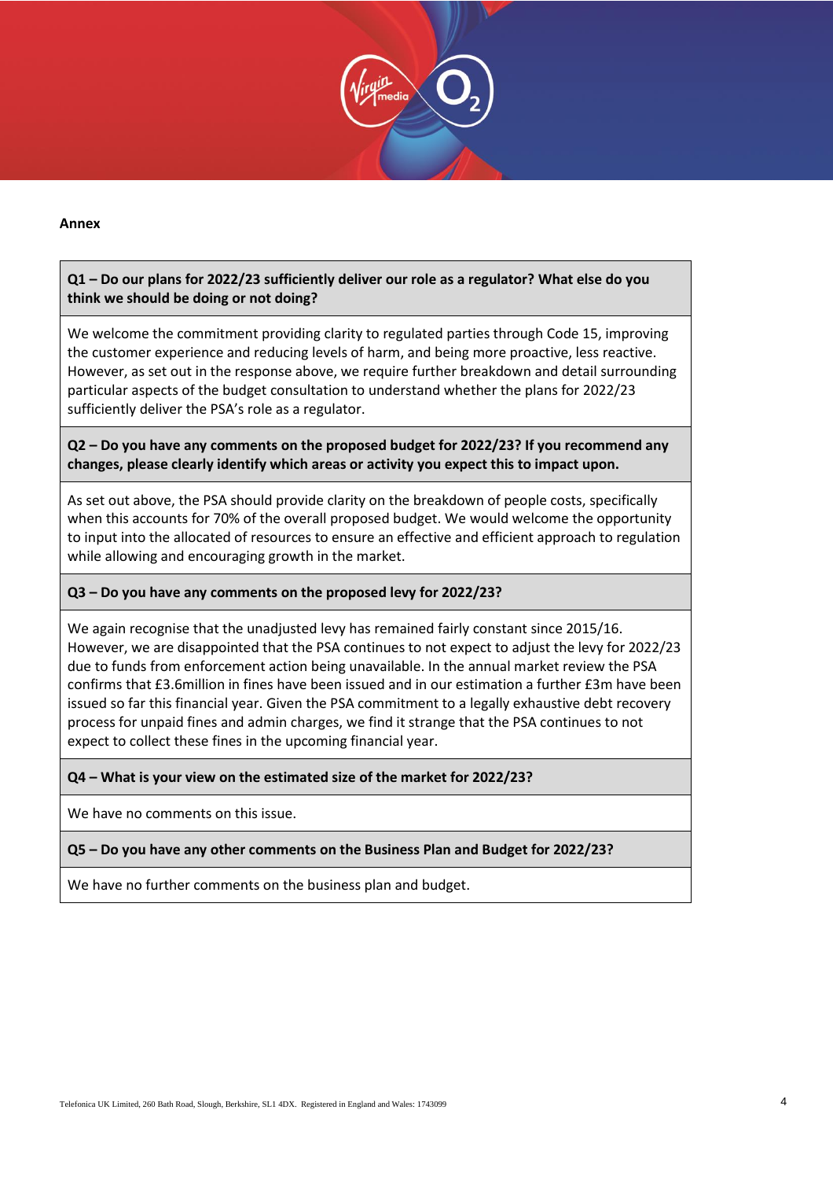**Annex**

**Q1 – Do our plans for 2022/23 sufficiently deliver our role as a regulator? What else do you think we should be doing or not doing?**

We welcome the commitment providing clarity to regulated parties through Code 15, improving the customer experience and reducing levels of harm, and being more proactive, less reactive. However, as set out in the response above, we require further breakdown and detail surrounding particular aspects of the budget consultation to understand whether the plans for 2022/23 sufficiently deliver the PSA's role as a regulator.

**Q2 – Do you have any comments on the proposed budget for 2022/23? If you recommend any changes, please clearly identify which areas or activity you expect this to impact upon.**

As set out above, the PSA should provide clarity on the breakdown of people costs, specifically when this accounts for 70% of the overall proposed budget. We would welcome the opportunity to input into the allocated of resources to ensure an effective and efficient approach to regulation while allowing and encouraging growth in the market.

**Q3 – Do you have any comments on the proposed levy for 2022/23?**

We again recognise that the unadjusted levy has remained fairly constant since 2015/16. However, we are disappointed that the PSA continues to not expect to adjust the levy for 2022/23 due to funds from enforcement action being unavailable. In the annual market review the PSA confirms that £3.6million in fines have been issued and in our estimation a further £3m have been issued so far this financial year. Given the PSA commitment to a legally exhaustive debt recovery process for unpaid fines and admin charges, we find it strange that the PSA continues to not expect to collect these fines in the upcoming financial year.

**Q4 – What is your view on the estimated size of the market for 2022/23?**

We have no comments on this issue.

**Q5 – Do you have any other comments on the Business Plan and Budget for 2022/23?**

We have no further comments on the business plan and budget.

Telefonica UK Limited, 260 Bath Road, Slough, Berkshire, SL1 4DX. Registered in England and Wales: 1743099